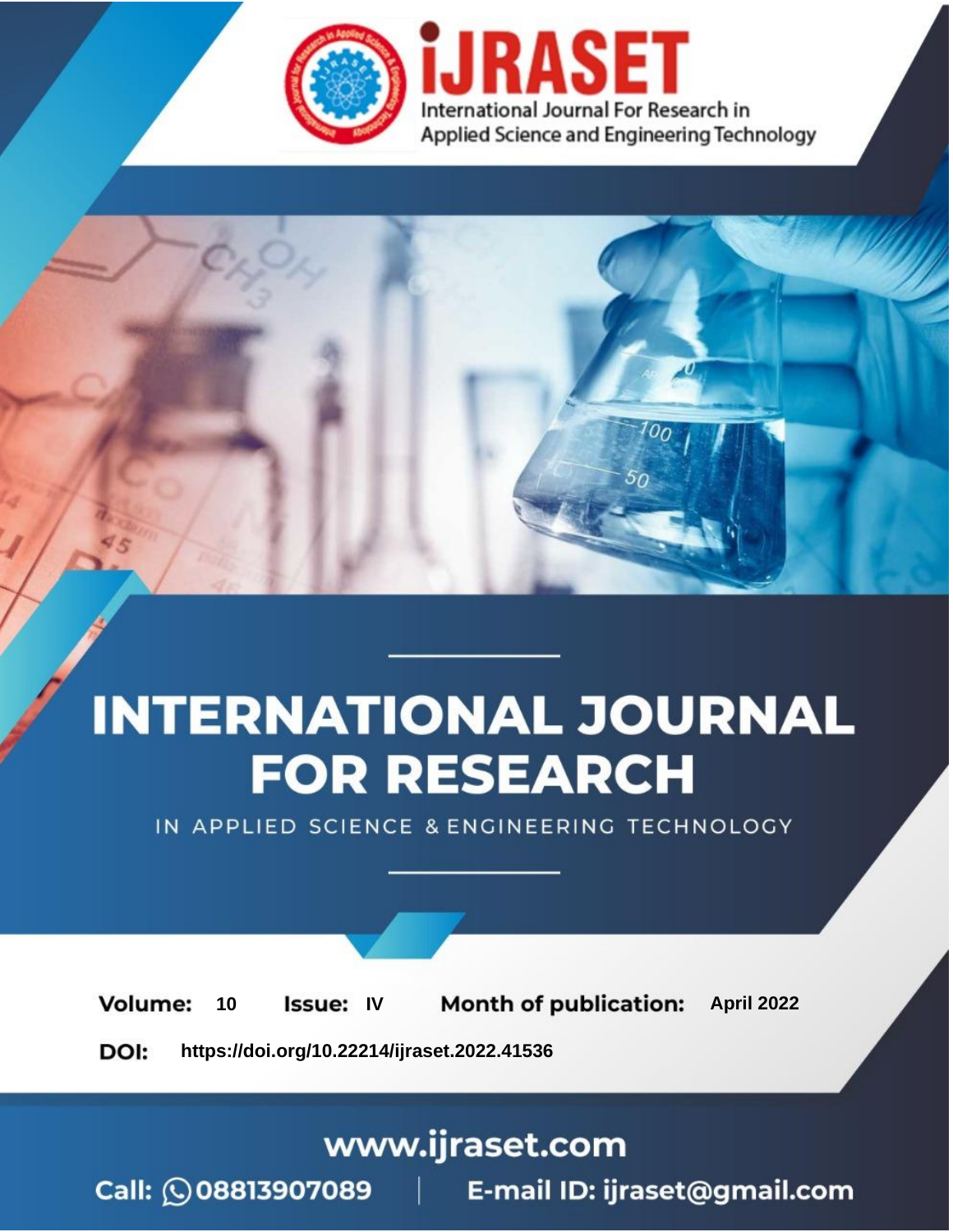# iJRASET

International Journal For Research in Applied Science and Engineering Technology

# INTERNATIONAL JOURNAL FOR RESEARCH

IN APPLIED SCIENCE & ENGINEERING TECHNOLOGY

**Volume:** 10 **Issue:** IV **Month of publication:** April 2022

**DOI:** https://doi.org/10.22214/ijraset.2022.41536

www.ijraset.com

Call: 08813907089 | E-mail ID: ijraset@gmail.com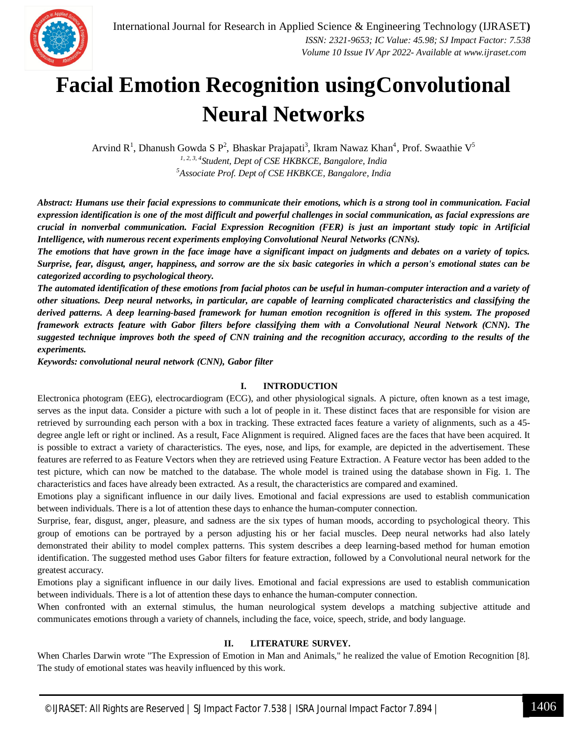# Facial Emotion Recognition usingConvolutional Neural Networks

Arvind R[1], Dhanush Gowda S P[2], Bhaskar Prajapati[3], Ikram Nawaz Khan[4], Prof. Swaathie V[5]

[1, 2, 3, 4]*Student, Dept of CSE HKBKCE, Bangalore, India*

[5]*Associate Prof. Dept of CSE HKBKCE, Bangalore, India*

***Abstract:** Humans use their facial expressions to communicate their emotions, which is a strong tool in communication. Facial expression identification is one of the most difficult and powerful challenges in social communication, as facial expressions are crucial in nonverbal communication. Facial Expression Recognition (FER) is just an important study topic in Artificial Intelligence, with numerous recent experiments employing Convolutional Neural Networks (CNNs).*

***The emotions that have grown in the face image have a significant impact on judgments and debates on a variety of topics. Surprise, fear, disgust, anger, happiness, and sorrow are the six basic categories in which a person's emotional states can be categorized according to psychological theory.***

***The automated identification of these emotions from facial photos can be useful in human-computer interaction and a variety of other situations. Deep neural networks, in particular, are capable of learning complicated characteristics and classifying the derived patterns. A deep learning-based framework for human emotion recognition is offered in this system. The proposed framework extracts feature with Gabor filters before classifying them with a Convolutional Neural Network (CNN). The suggested technique improves both the speed of CNN training and the recognition accuracy, according to the results of the experiments.***

***Keywords: convolutional neural network (CNN), Gabor filter***

## I. INTRODUCTION

Electronica photogram (EEG), electrocardiogram (ECG), and other physiological signals. A picture, often known as a test image, serves as the input data. Consider a picture with such a lot of people in it. These distinct faces that are responsible for vision are retrieved by surrounding each person with a box in tracking. These extracted faces feature a variety of alignments, such as a 45-degree angle left or right or inclined. As a result, Face Alignment is required. Aligned faces are the faces that have been acquired. It is possible to extract a variety of characteristics. The eyes, nose, and lips, for example, are depicted in the advertisement. These features are referred to as Feature Vectors when they are retrieved using Feature Extraction. A Feature vector has been added to the test picture, which can now be matched to the database. The whole model is trained using the database shown in Fig. 1. The characteristics and faces have already been extracted. As a result, the characteristics are compared and examined.

Emotions play a significant influence in our daily lives. Emotional and facial expressions are used to establish communication between individuals. There is a lot of attention these days to enhance the human-computer connection.

Surprise, fear, disgust, anger, pleasure, and sadness are the six types of human moods, according to psychological theory. This group of emotions can be portrayed by a person adjusting his or her facial muscles. Deep neural networks had also lately demonstrated their ability to model complex patterns. This system describes a deep learning-based method for human emotion identification. The suggested method uses Gabor filters for feature extraction, followed by a Convolutional neural network for the greatest accuracy.

Emotions play a significant influence in our daily lives. Emotional and facial expressions are used to establish communication between individuals. There is a lot of attention these days to enhance the human-computer connection.

When confronted with an external stimulus, the human neurological system develops a matching subjective attitude and communicates emotions through a variety of channels, including the face, voice, speech, stride, and body language.

## II. LITERATURE SURVEY.

When Charles Darwin wrote "The Expression of Emotion in Man and Animals," he realized the value of Emotion Recognition [8]. The study of emotional states was heavily influenced by this work.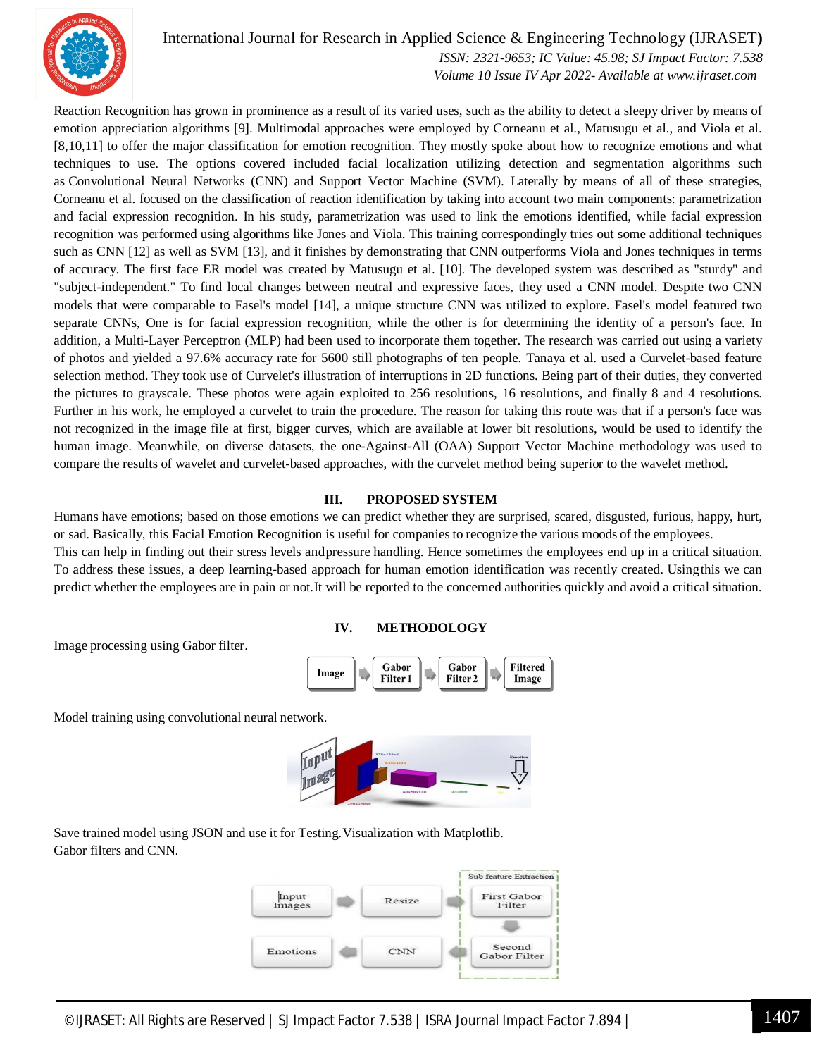Reaction Recognition has grown in prominence as a result of its varied uses, such as the ability to detect a sleepy driver by means of emotion appreciation algorithms [9]. Multimodal approaches were employed by Corneanu et al., Matusugu et al., and Viola et al. [8,10,11] to offer the major classification for emotion recognition. They mostly spoke about how to recognize emotions and what techniques to use. The options covered included facial localization utilizing detection and segmentation algorithms such as Convolutional Neural Networks (CNN) and Support Vector Machine (SVM). Laterally by means of all of these strategies, Corneanu et al. focused on the classification of reaction identification by taking into account two main components: parametrization and facial expression recognition. In his study, parametrization was used to link the emotions identified, while facial expression recognition was performed using algorithms like Jones and Viola. This training correspondingly tries out some additional techniques such as CNN [12] as well as SVM [13], and it finishes by demonstrating that CNN outperforms Viola and Jones techniques in terms of accuracy. The first face ER model was created by Matusugu et al. [10]. The developed system was described as "sturdy" and "subject-independent." To find local changes between neutral and expressive faces, they used a CNN model. Despite two CNN models that were comparable to Fasel's model [14], a unique structure CNN was utilized to explore. Fasel's model featured two separate CNNs, One is for facial expression recognition, while the other is for determining the identity of a person's face. In addition, a Multi-Layer Perceptron (MLP) had been used to incorporate them together. The research was carried out using a variety of photos and yielded a 97.6% accuracy rate for 5600 still photographs of ten people. Tanaya et al. used a Curvelet-based feature selection method. They took use of Curvelet's illustration of interruptions in 2D functions. Being part of their duties, they converted the pictures to grayscale. These photos were again exploited to 256 resolutions, 16 resolutions, and finally 8 and 4 resolutions. Further in his work, he employed a curvelet to train the procedure. The reason for taking this route was that if a person's face was not recognized in the image file at first, bigger curves, which are available at lower bit resolutions, would be used to identify the human image. Meanwhile, on diverse datasets, the one-Against-All (OAA) Support Vector Machine methodology was used to compare the results of wavelet and curvelet-based approaches, with the curvelet method being superior to the wavelet method.

## III. PROPOSED SYSTEM

Humans have emotions; based on those emotions we can predict whether they are surprised, scared, disgusted, furious, happy, hurt, or sad. Basically, this Facial Emotion Recognition is useful for companies to recognize the various moods of the employees.

This can help in finding out their stress levels andpressure handling. Hence sometimes the employees end up in a critical situation. To address these issues, a deep learning-based approach for human emotion identification was recently created. Usingthis we can predict whether the employees are in pain or not.It will be reported to the concerned authorities quickly and avoid a critical situation.

## IV. METHODOLOGY

Image processing using Gabor filter.

Image → Gabor Filter 1 → Gabor Filter 2 → Filtered Image

Model training using convolutional neural network.

Save trained model using JSON and use it for Testing. Visualization with Matplotlib.

Gabor filters and CNN.

Input Images → Resize → Sub feature Extraction (First Gabor Filter → Second Gabor Filter) → CNN → Emotions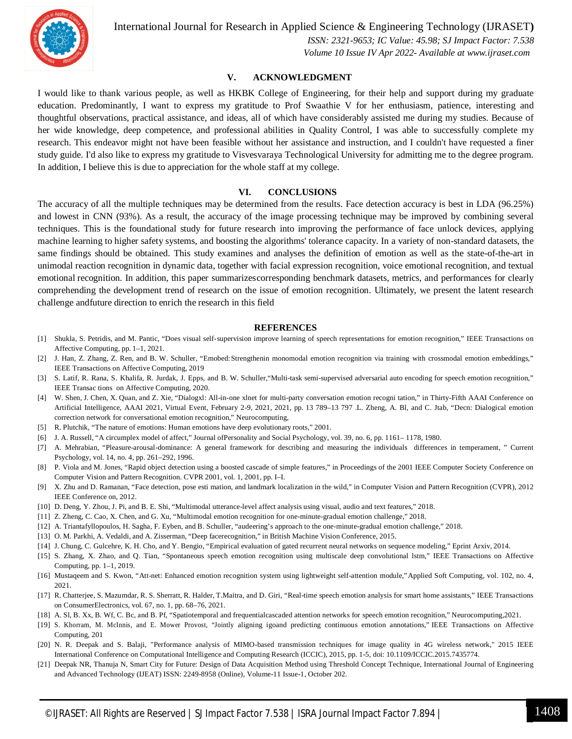## V. ACKNOWLEDGMENT

I would like to thank various people, as well as HKBK College of Engineering, for their help and support during my graduate education. Predominantly, I want to express my gratitude to Prof Swaathie V for her enthusiasm, patience, interesting and thoughtful observations, practical assistance, and ideas, all of which have considerably assisted me during my studies. Because of her wide knowledge, deep competence, and professional abilities in Quality Control, I was able to successfully complete my research. This endeavor might not have been feasible without her assistance and instruction, and I couldn't have requested a finer study guide. I'd also like to express my gratitude to Visvesvaraya Technological University for admitting me to the degree program. In addition, I believe this is due to appreciation for the whole staff at my college.

## VI. CONCLUSIONS

The accuracy of all the multiple techniques may be determined from the results. Face detection accuracy is best in LDA (96.25%) and lowest in CNN (93%). As a result, the accuracy of the image processing technique may be improved by combining several techniques. This is the foundational study for future research into improving the performance of face unlock devices, applying machine learning to higher safety systems, and boosting the algorithms' tolerance capacity. In a variety of non-standard datasets, the same findings should be obtained. This study examines and analyses the definition of emotion as well as the state-of-the-art in unimodal reaction recognition in dynamic data, together with facial expression recognition, voice emotional recognition, and textual emotional recognition. In addition, this paper summarizescorresponding benchmark datasets, metrics, and performances for clearly comprehending the development trend of research on the issue of emotion recognition. Ultimately, we present the latent research challenge andfuture direction to enrich the research in this field

## REFERENCES

[1] Shukla, S. Petridis, and M. Pantic, "Does visual self-supervision improve learning of speech representations for emotion recognition," IEEE Transactions on Affective Computing, pp. 1–1, 2021.

[2] J. Han, Z. Zhang, Z. Ren, and B. W. Schuller, "Emobed: Strengthenin monomodal emotion recognition via training with crossmodal emotion embeddings," IEEE Transactions on Affective Computing, 2019

[3] S. Latif, R. Rana, S. Khalifa, R. Jurdak, J. Epps, and B. W. Schuller,"Multi-task semi-supervised adversarial auto encoding for speech emotion recognition," IEEE Transac tions on Affective Computing, 2020.

[4] W. Shen, J. Chen, X. Quan, and Z. Xie, "Dialogxl: All-in-one xlnet for multi-party conversation emotion recogni tation," in Thirty-Fifth AAAI Conference on Artificial Intelligence, AAAI 2021, Virtual Event, February 2-9, 2021, 2021, pp. 13 789–13 797 .L. Zheng, A. Bl, and C. Jtab, "Decn: Dialogical emotion correction network for conversational emotion recognition," Neurocomputing,

[5] R. Plutchik, "The nature of emotions: Human emotions have deep evolutionary roots," 2001.

[6] J. A. Russell, "A circumplex model of affect," Journal ofPersonality and Social Psychology, vol. 39, no. 6, pp. 1161– 1178, 1980.

[7] A. Mehrabian, "Pleasure-arousal-dominance: A general framework for describing and measuring the individuals differences in temperament, " Current Psychology, vol. 14, no. 4, pp. 261–292, 1996.

[8] P. Viola and M. Jones, "Rapid object detection using a boosted cascade of simple features," in Proceedings of the 2001 IEEE Computer Society Conference on Computer Vision and Pattern Recognition. CVPR 2001, vol. 1, 2001, pp. I–I.

[9] X. Zhu and D. Ramanan, "Face detection, pose esti mation, and landmark localization in the wild," in Computer Vision and Pattern Recognition (CVPR), 2012 IEEE Conference on, 2012.

[10] D. Deng, Y. Zhou, J. Pi, and B. E. Shi, "Multimodal utterance-level affect analysis using visual, audio and text features," 2018.

[11] Z. Zheng, C. Cao, X. Chen, and G. Xu, "Multimodal emotion recognition for one-minute-gradual emotion challenge," 2018.

[12] A. Triantafyllopoulos, H. Sagha, F. Eyben, and B. Schuller, "audeering's approach to the one-minute-gradual emotion challenge," 2018.

[13] O. M. Parkhi, A. Vedaldi, and A. Zisserman, "Deep facerecognition," in British Machine Vision Conference, 2015.

[14] J. Chung, C. Gulcehre, K. H. Cho, and Y. Bengio, "Empirical evaluation of gated recurrent neural networks on sequence modeling," Eprint Arxiv, 2014.

[15] S. Zhang, X. Zhao, and Q. Tian, "Spontaneous speech emotion recognition using multiscale deep convolutional lstm," IEEE Transactions on Affective Computing, pp. 1–1, 2019.

[16] Mustaqeem and S. Kwon, "Att-net: Enhanced emotion recognition system using lightweight self-attention module,"Applied Soft Computing, vol. 102, no. 4, 2021.

[17] R. Chatterjee, S. Mazumdar, R. S. Sherratt, R. Halder, T.Maitra, and D. Giri, "Real-time speech emotion analysis for smart home assistants," IEEE Transactions on ConsumerElectronics, vol. 67, no. 1, pp. 68–76, 2021.

[18] A. Sl, B. Xx, B. Wf, C. Bc, and B. Pf, "Spatiotemporal and frequentialcascaded attention networks for speech emotion recognition," Neurocomputing,2021.

[19] S. Khorram, M. McInnis, and E. Mower Provost, "Jointly aligning igoand predicting continuous emotion annotations," IEEE Transactions on Affective Computing, 201

[20] N. R. Deepak and S. Balaji, "Performance analysis of MIMO-based transmission techniques for image quality in 4G wireless network," 2015 IEEE International Conference on Computational Intelligence and Computing Research (ICCIC), 2015, pp. 1-5, doi: 10.1109/ICCIC.2015.7435774.

[21] Deepak NR, Thanuja N, Smart City for Future: Design of Data Acquisition Method using Threshold Concept Technique, International Journal of Engineering and Advanced Technology (IJEAT) ISSN: 2249-8958 (Online), Volume-11 Issue-1, October 202.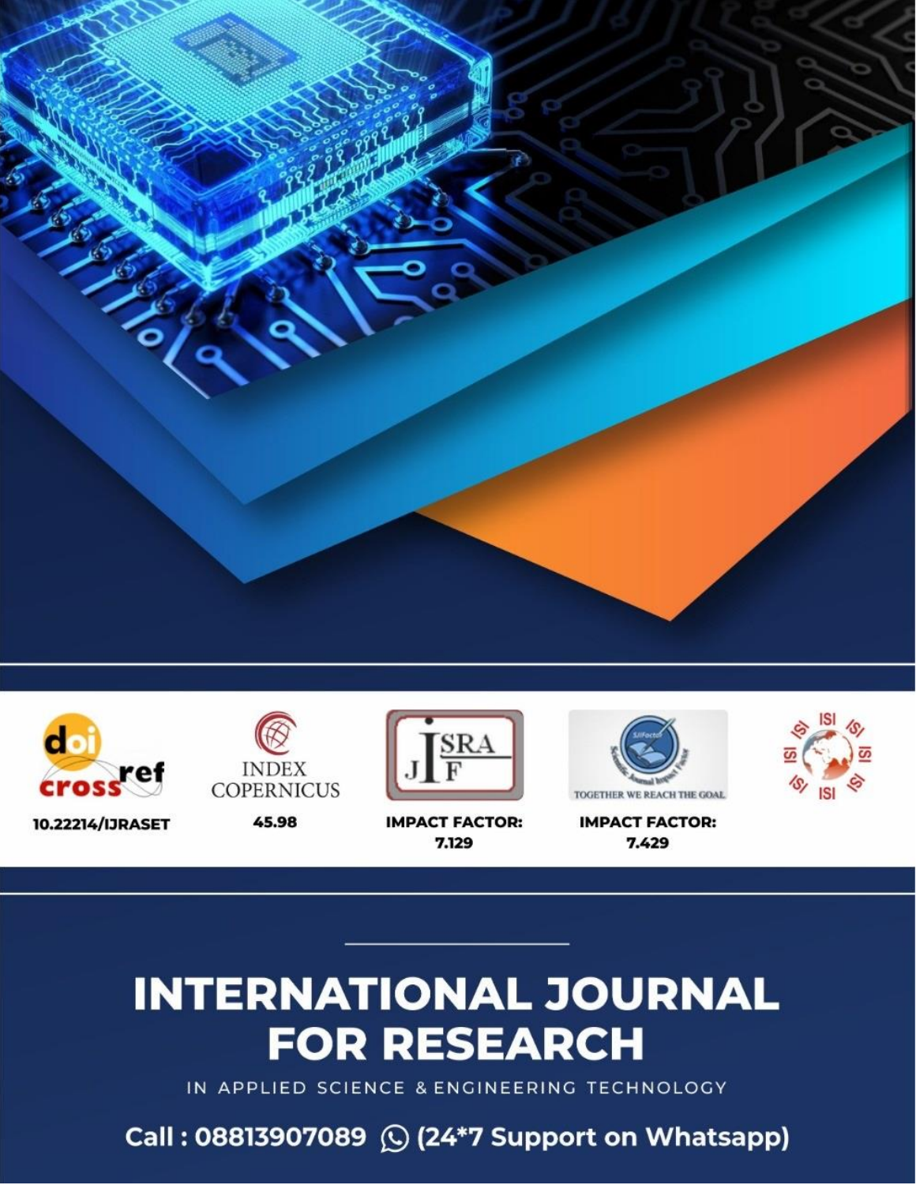10.22214/IJRASET

INDEX COPERNICUS

45.98

IMPACT FACTOR: 7.129

IMPACT FACTOR: 7.429

# INTERNATIONAL JOURNAL FOR RESEARCH

IN APPLIED SCIENCE & ENGINEERING TECHNOLOGY

Call : 08813907089 (24*7 Support on Whatsapp)